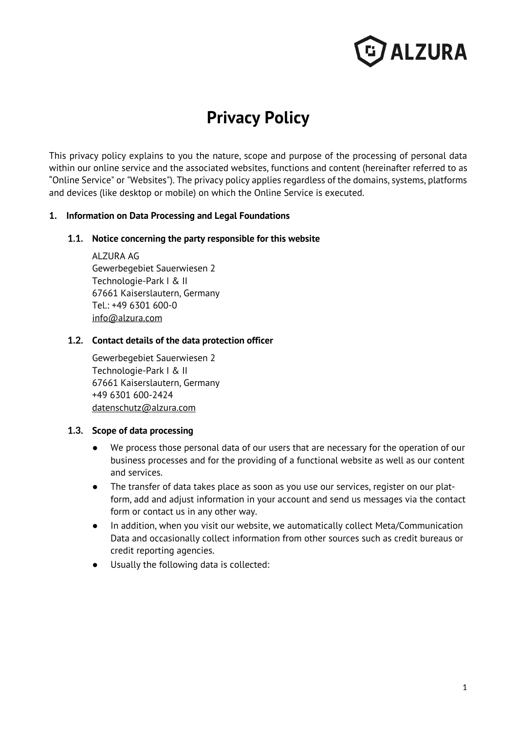# Privacy Policy

This privacy policy explains to you the nature, scope and purpose of the processing of personal data within our online service and the associated websites, functions and content (hereinafter referred to as "Online Service" or "Websites"). The privacy policy applies regardless of the domains, systems, platforms and devices (like desktop or mobile) on which the Online Service is executed.

## 1. Information on Data Processing and Legal Foundations

### 1.1. Notice concerning the party responsible for this website

ALZURA AG  
Gewerbegebiet Sauerwiesen 2  
Technologie-Park I & II  
67661 Kaiserslautern, Germany  
Tel.: +49 6301 600-0  
info@alzura.com

### 1.2. Contact details of the data protection officer

Gewerbegebiet Sauerwiesen 2  
Technologie-Park I & II  
67661 Kaiserslautern, Germany  
+49 6301 600-2424  
datenschutz@alzura.com

### 1.3. Scope of data processing

- We process those personal data of our users that are necessary for the operation of our business processes and for the providing of a functional website as well as our content and services.
- The transfer of data takes place as soon as you use our services, register on our platform, add and adjust information in your account and send us messages via the contact form or contact us in any other way.
- In addition, when you visit our website, we automatically collect Meta/Communication Data and occasionally collect information from other sources such as credit bureaus or credit reporting agencies.
- Usually the following data is collected: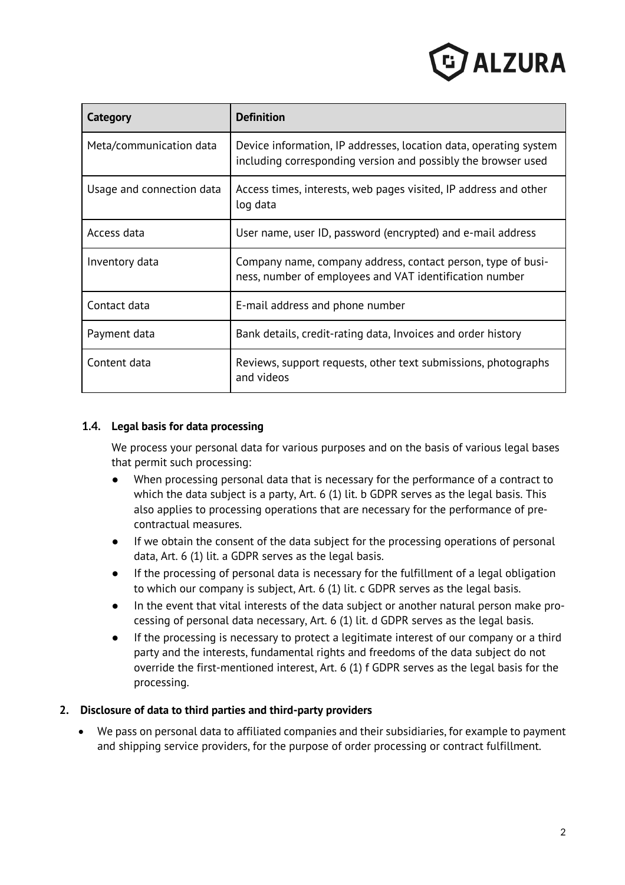| Category | Definition |
| --- | --- |
| Meta/communication data | Device information, IP addresses, location data, operating system including corresponding version and possibly the browser used |
| Usage and connection data | Access times, interests, web pages visited, IP address and other log data |
| Access data | User name, user ID, password (encrypted) and e-mail address |
| Inventory data | Company name, company address, contact person, type of business, number of employees and VAT identification number |
| Contact data | E-mail address and phone number |
| Payment data | Bank details, credit-rating data, Invoices and order history |
| Content data | Reviews, support requests, other text submissions, photographs and videos |

### 1.4. Legal basis for data processing

We process your personal data for various purposes and on the basis of various legal bases that permit such processing:

- When processing personal data that is necessary for the performance of a contract to which the data subject is a party, Art. 6 (1) lit. b GDPR serves as the legal basis. This also applies to processing operations that are necessary for the performance of pre-contractual measures.
- If we obtain the consent of the data subject for the processing operations of personal data, Art. 6 (1) lit. a GDPR serves as the legal basis.
- If the processing of personal data is necessary for the fulfillment of a legal obligation to which our company is subject, Art. 6 (1) lit. c GDPR serves as the legal basis.
- In the event that vital interests of the data subject or another natural person make processing of personal data necessary, Art. 6 (1) lit. d GDPR serves as the legal basis.
- If the processing is necessary to protect a legitimate interest of our company or a third party and the interests, fundamental rights and freedoms of the data subject do not override the first-mentioned interest, Art. 6 (1) f GDPR serves as the legal basis for the processing.

## 2. Disclosure of data to third parties and third-party providers

- We pass on personal data to affiliated companies and their subsidiaries, for example to payment and shipping service providers, for the purpose of order processing or contract fulfillment.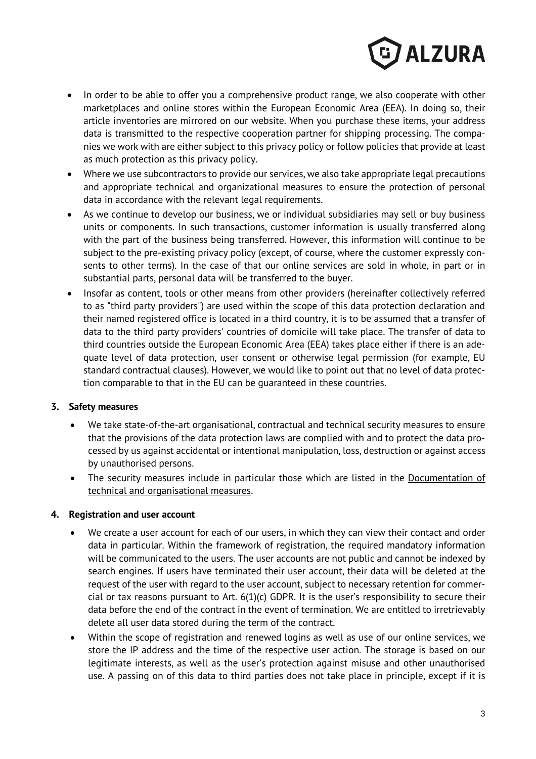- In order to be able to offer you a comprehensive product range, we also cooperate with other marketplaces and online stores within the European Economic Area (EEA). In doing so, their article inventories are mirrored on our website. When you purchase these items, your address data is transmitted to the respective cooperation partner for shipping processing. The companies we work with are either subject to this privacy policy or follow policies that provide at least as much protection as this privacy policy.
- Where we use subcontractors to provide our services, we also take appropriate legal precautions and appropriate technical and organizational measures to ensure the protection of personal data in accordance with the relevant legal requirements.
- As we continue to develop our business, we or individual subsidiaries may sell or buy business units or components. In such transactions, customer information is usually transferred along with the part of the business being transferred. However, this information will continue to be subject to the pre-existing privacy policy (except, of course, where the customer expressly consents to other terms). In the case of that our online services are sold in whole, in part or in substantial parts, personal data will be transferred to the buyer.
- Insofar as content, tools or other means from other providers (hereinafter collectively referred to as "third party providers") are used within the scope of this data protection declaration and their named registered office is located in a third country, it is to be assumed that a transfer of data to the third party providers' countries of domicile will take place. The transfer of data to third countries outside the European Economic Area (EEA) takes place either if there is an adequate level of data protection, user consent or otherwise legal permission (for example, EU standard contractual clauses). However, we would like to point out that no level of data protection comparable to that in the EU can be guaranteed in these countries.

### 3. Safety measures

- We take state-of-the-art organisational, contractual and technical security measures to ensure that the provisions of the data protection laws are complied with and to protect the data processed by us against accidental or intentional manipulation, loss, destruction or against access by unauthorised persons.
- The security measures include in particular those which are listed in the Documentation of technical and organisational measures.

### 4. Registration and user account

- We create a user account for each of our users, in which they can view their contact and order data in particular. Within the framework of registration, the required mandatory information will be communicated to the users. The user accounts are not public and cannot be indexed by search engines. If users have terminated their user account, their data will be deleted at the request of the user with regard to the user account, subject to necessary retention for commercial or tax reasons pursuant to Art. 6(1)(c) GDPR. It is the user's responsibility to secure their data before the end of the contract in the event of termination. We are entitled to irretrievably delete all user data stored during the term of the contract.
- Within the scope of registration and renewed logins as well as use of our online services, we store the IP address and the time of the respective user action. The storage is based on our legitimate interests, as well as the user's protection against misuse and other unauthorised use. A passing on of this data to third parties does not take place in principle, except if it is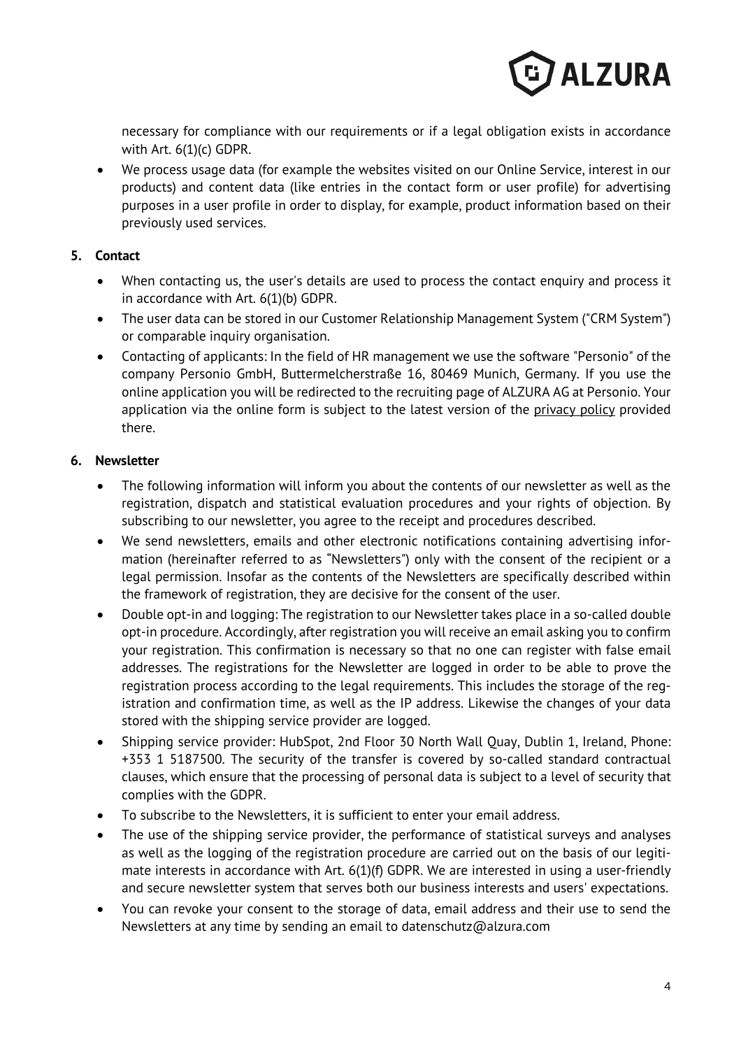necessary for compliance with our requirements or if a legal obligation exists in accordance with Art. 6(1)(c) GDPR.

- We process usage data (for example the websites visited on our Online Service, interest in our products) and content data (like entries in the contact form or user profile) for advertising purposes in a user profile in order to display, for example, product information based on their previously used services.

**5. Contact**

- When contacting us, the user's details are used to process the contact enquiry and process it in accordance with Art. 6(1)(b) GDPR.
- The user data can be stored in our Customer Relationship Management System ("CRM System") or comparable inquiry organisation.
- Contacting of applicants: In the field of HR management we use the software "Personio" of the company Personio GmbH, Buttermelcherstraße 16, 80469 Munich, Germany. If you use the online application you will be redirected to the recruiting page of ALZURA AG at Personio. Your application via the online form is subject to the latest version of the privacy policy provided there.

**6. Newsletter**

- The following information will inform you about the contents of our newsletter as well as the registration, dispatch and statistical evaluation procedures and your rights of objection. By subscribing to our newsletter, you agree to the receipt and procedures described.
- We send newsletters, emails and other electronic notifications containing advertising information (hereinafter referred to as "Newsletters") only with the consent of the recipient or a legal permission. Insofar as the contents of the Newsletters are specifically described within the framework of registration, they are decisive for the consent of the user.
- Double opt-in and logging: The registration to our Newsletter takes place in a so-called double opt-in procedure. Accordingly, after registration you will receive an email asking you to confirm your registration. This confirmation is necessary so that no one can register with false email addresses. The registrations for the Newsletter are logged in order to be able to prove the registration process according to the legal requirements. This includes the storage of the registration and confirmation time, as well as the IP address. Likewise the changes of your data stored with the shipping service provider are logged.
- Shipping service provider: HubSpot, 2nd Floor 30 North Wall Quay, Dublin 1, Ireland, Phone: +353 1 5187500. The security of the transfer is covered by so-called standard contractual clauses, which ensure that the processing of personal data is subject to a level of security that complies with the GDPR.
- To subscribe to the Newsletters, it is sufficient to enter your email address.
- The use of the shipping service provider, the performance of statistical surveys and analyses as well as the logging of the registration procedure are carried out on the basis of our legitimate interests in accordance with Art. 6(1)(f) GDPR. We are interested in using a user-friendly and secure newsletter system that serves both our business interests and users' expectations.
- You can revoke your consent to the storage of data, email address and their use to send the Newsletters at any time by sending an email to datenschutz@alzura.com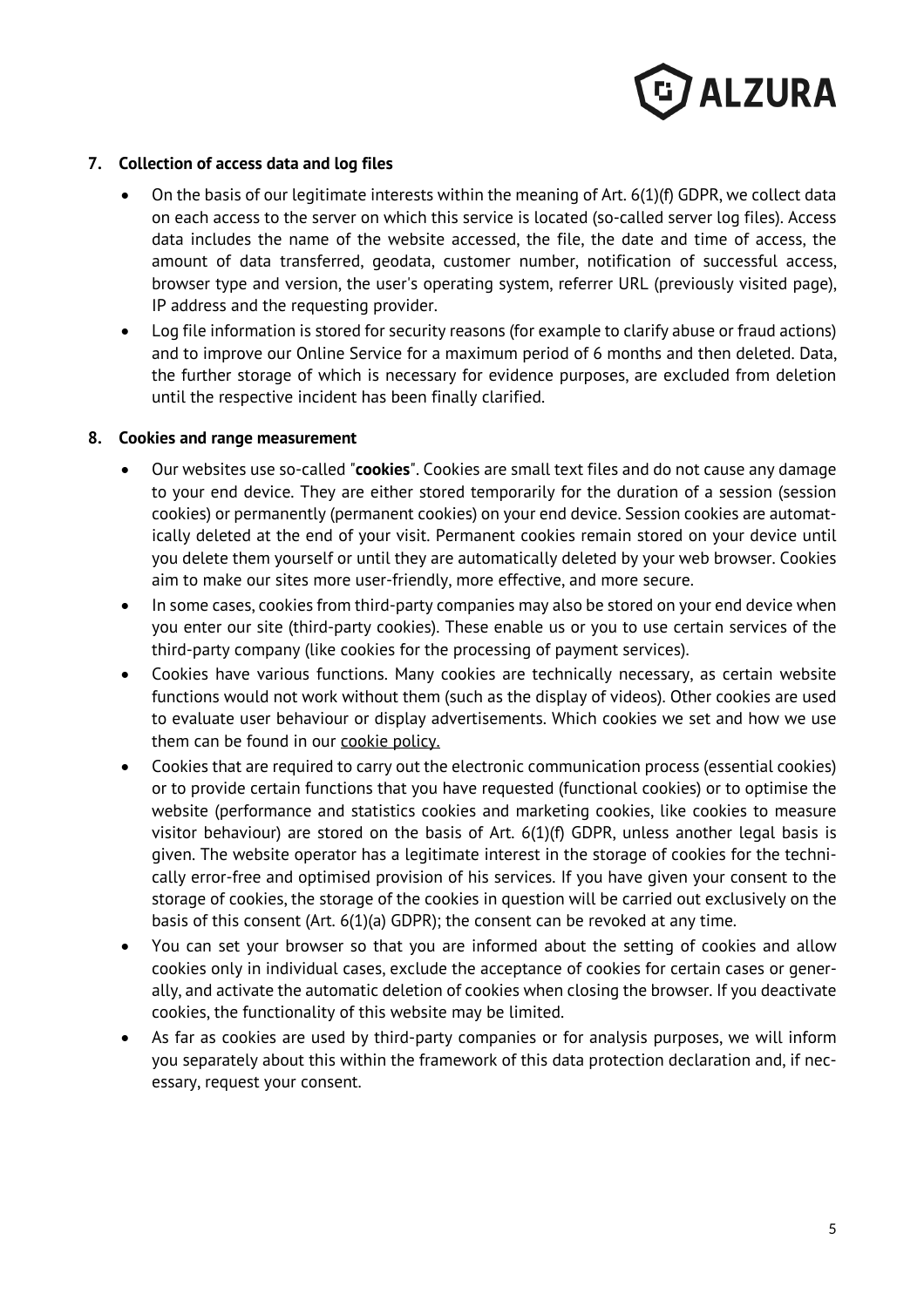## 7. Collection of access data and log files

- On the basis of our legitimate interests within the meaning of Art. 6(1)(f) GDPR, we collect data on each access to the server on which this service is located (so-called server log files). Access data includes the name of the website accessed, the file, the date and time of access, the amount of data transferred, geodata, customer number, notification of successful access, browser type and version, the user's operating system, referrer URL (previously visited page), IP address and the requesting provider.
- Log file information is stored for security reasons (for example to clarify abuse or fraud actions) and to improve our Online Service for a maximum period of 6 months and then deleted. Data, the further storage of which is necessary for evidence purposes, are excluded from deletion until the respective incident has been finally clarified.

## 8. Cookies and range measurement

- Our websites use so-called "**cookies**". Cookies are small text files and do not cause any damage to your end device. They are either stored temporarily for the duration of a session (session cookies) or permanently (permanent cookies) on your end device. Session cookies are automatically deleted at the end of your visit. Permanent cookies remain stored on your device until you delete them yourself or until they are automatically deleted by your web browser. Cookies aim to make our sites more user-friendly, more effective, and more secure.
- In some cases, cookies from third-party companies may also be stored on your end device when you enter our site (third-party cookies). These enable us or you to use certain services of the third-party company (like cookies for the processing of payment services).
- Cookies have various functions. Many cookies are technically necessary, as certain website functions would not work without them (such as the display of videos). Other cookies are used to evaluate user behaviour or display advertisements. Which cookies we set and how we use them can be found in our cookie policy.
- Cookies that are required to carry out the electronic communication process (essential cookies) or to provide certain functions that you have requested (functional cookies) or to optimise the website (performance and statistics cookies and marketing cookies, like cookies to measure visitor behaviour) are stored on the basis of Art. 6(1)(f) GDPR, unless another legal basis is given. The website operator has a legitimate interest in the storage of cookies for the technically error-free and optimised provision of his services. If you have given your consent to the storage of cookies, the storage of the cookies in question will be carried out exclusively on the basis of this consent (Art. 6(1)(a) GDPR); the consent can be revoked at any time.
- You can set your browser so that you are informed about the setting of cookies and allow cookies only in individual cases, exclude the acceptance of cookies for certain cases or generally, and activate the automatic deletion of cookies when closing the browser. If you deactivate cookies, the functionality of this website may be limited.
- As far as cookies are used by third-party companies or for analysis purposes, we will inform you separately about this within the framework of this data protection declaration and, if necessary, request your consent.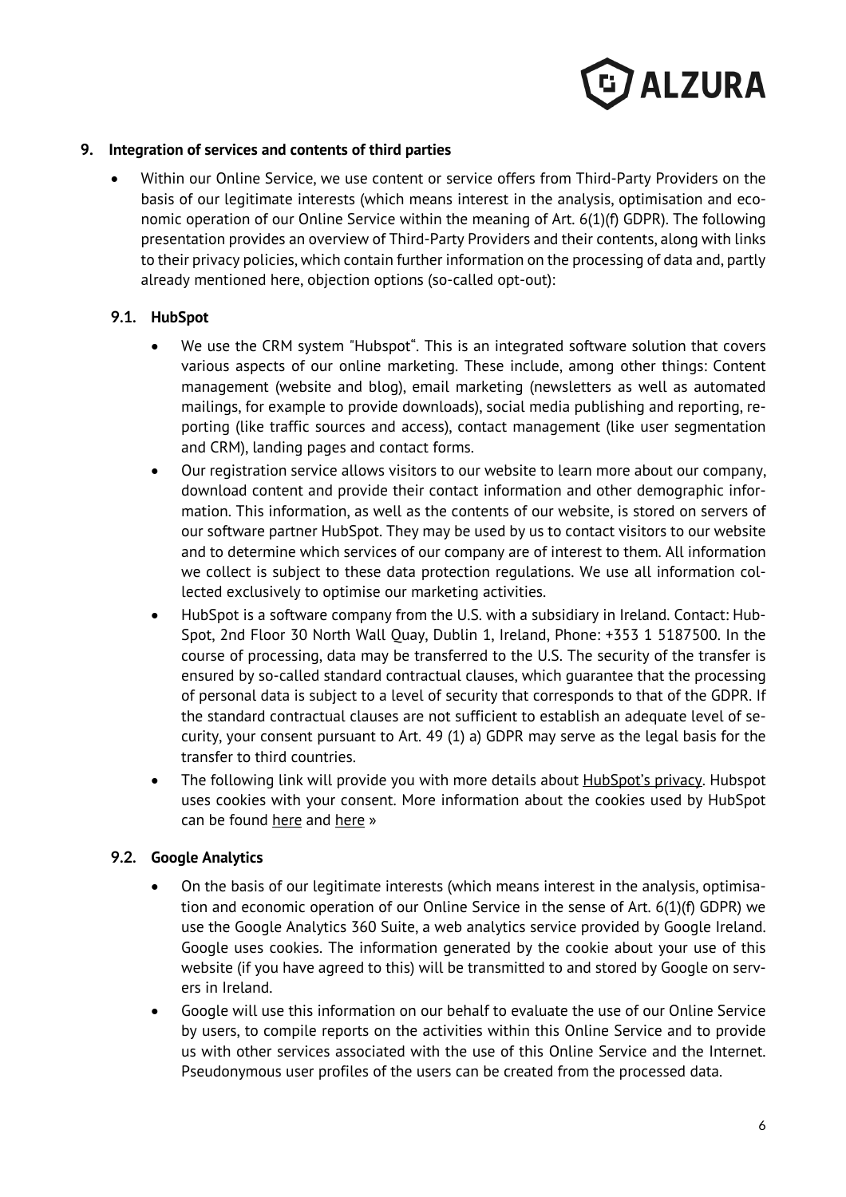## 9. Integration of services and contents of third parties

- Within our Online Service, we use content or service offers from Third-Party Providers on the basis of our legitimate interests (which means interest in the analysis, optimisation and economic operation of our Online Service within the meaning of Art. 6(1)(f) GDPR). The following presentation provides an overview of Third-Party Providers and their contents, along with links to their privacy policies, which contain further information on the processing of data and, partly already mentioned here, objection options (so-called opt-out):

### 9.1. HubSpot

- We use the CRM system "Hubspot". This is an integrated software solution that covers various aspects of our online marketing. These include, among other things: Content management (website and blog), email marketing (newsletters as well as automated mailings, for example to provide downloads), social media publishing and reporting, reporting (like traffic sources and access), contact management (like user segmentation and CRM), landing pages and contact forms.
- Our registration service allows visitors to our website to learn more about our company, download content and provide their contact information and other demographic information. This information, as well as the contents of our website, is stored on servers of our software partner HubSpot. They may be used by us to contact visitors to our website and to determine which services of our company are of interest to them. All information we collect is subject to these data protection regulations. We use all information collected exclusively to optimise our marketing activities.
- HubSpot is a software company from the U.S. with a subsidiary in Ireland. Contact: HubSpot, 2nd Floor 30 North Wall Quay, Dublin 1, Ireland, Phone: +353 1 5187500. In the course of processing, data may be transferred to the U.S. The security of the transfer is ensured by so-called standard contractual clauses, which guarantee that the processing of personal data is subject to a level of security that corresponds to that of the GDPR. If the standard contractual clauses are not sufficient to establish an adequate level of security, your consent pursuant to Art. 49 (1) a) GDPR may serve as the legal basis for the transfer to third countries.
- The following link will provide you with more details about HubSpot's privacy. Hubspot uses cookies with your consent. More information about the cookies used by HubSpot can be found here and here »

### 9.2. Google Analytics

- On the basis of our legitimate interests (which means interest in the analysis, optimisation and economic operation of our Online Service in the sense of Art. 6(1)(f) GDPR) we use the Google Analytics 360 Suite, a web analytics service provided by Google Ireland. Google uses cookies. The information generated by the cookie about your use of this website (if you have agreed to this) will be transmitted to and stored by Google on servers in Ireland.
- Google will use this information on our behalf to evaluate the use of our Online Service by users, to compile reports on the activities within this Online Service and to provide us with other services associated with the use of this Online Service and the Internet. Pseudonymous user profiles of the users can be created from the processed data.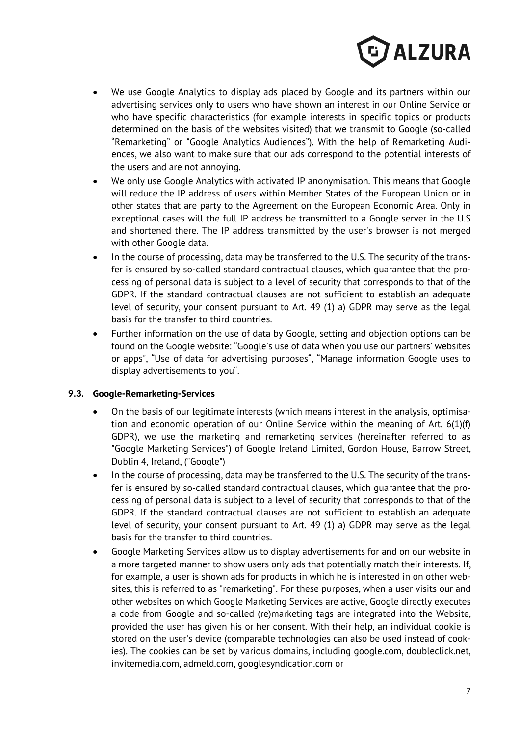- We use Google Analytics to display ads placed by Google and its partners within our advertising services only to users who have shown an interest in our Online Service or who have specific characteristics (for example interests in specific topics or products determined on the basis of the websites visited) that we transmit to Google (so-called "Remarketing" or "Google Analytics Audiences"). With the help of Remarketing Audiences, we also want to make sure that our ads correspond to the potential interests of the users and are not annoying.
- We only use Google Analytics with activated IP anonymisation. This means that Google will reduce the IP address of users within Member States of the European Union or in other states that are party to the Agreement on the European Economic Area. Only in exceptional cases will the full IP address be transmitted to a Google server in the U.S and shortened there. The IP address transmitted by the user's browser is not merged with other Google data.
- In the course of processing, data may be transferred to the U.S. The security of the transfer is ensured by so-called standard contractual clauses, which guarantee that the processing of personal data is subject to a level of security that corresponds to that of the GDPR. If the standard contractual clauses are not sufficient to establish an adequate level of security, your consent pursuant to Art. 49 (1) a) GDPR may serve as the legal basis for the transfer to third countries.
- Further information on the use of data by Google, setting and objection options can be found on the Google website: "Google's use of data when you use our partners' websites or apps", "Use of data for advertising purposes", "Manage information Google uses to display advertisements to you".

### 9.3. Google-Remarketing-Services

- On the basis of our legitimate interests (which means interest in the analysis, optimisation and economic operation of our Online Service within the meaning of Art. 6(1)(f) GDPR), we use the marketing and remarketing services (hereinafter referred to as "Google Marketing Services") of Google Ireland Limited, Gordon House, Barrow Street, Dublin 4, Ireland, ("Google")
- In the course of processing, data may be transferred to the U.S. The security of the transfer is ensured by so-called standard contractual clauses, which guarantee that the processing of personal data is subject to a level of security that corresponds to that of the GDPR. If the standard contractual clauses are not sufficient to establish an adequate level of security, your consent pursuant to Art. 49 (1) a) GDPR may serve as the legal basis for the transfer to third countries.
- Google Marketing Services allow us to display advertisements for and on our website in a more targeted manner to show users only ads that potentially match their interests. If, for example, a user is shown ads for products in which he is interested in on other websites, this is referred to as "remarketing". For these purposes, when a user visits our and other websites on which Google Marketing Services are active, Google directly executes a code from Google and so-called (re)marketing tags are integrated into the Website, provided the user has given his or her consent. With their help, an individual cookie is stored on the user's device (comparable technologies can also be used instead of cookies). The cookies can be set by various domains, including google.com, doubleclick.net, invitemedia.com, admeld.com, googlesyndication.com or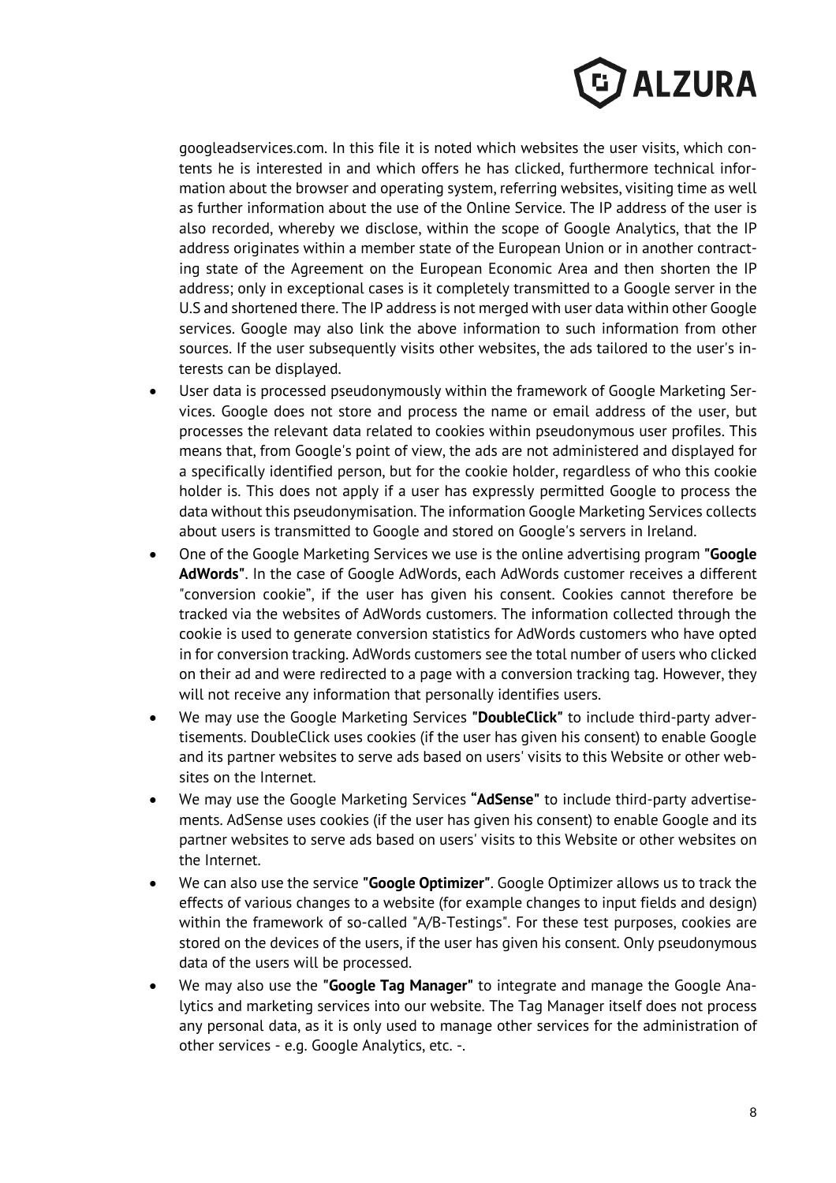googleadservices.com. In this file it is noted which websites the user visits, which contents he is interested in and which offers he has clicked, furthermore technical information about the browser and operating system, referring websites, visiting time as well as further information about the use of the Online Service. The IP address of the user is also recorded, whereby we disclose, within the scope of Google Analytics, that the IP address originates within a member state of the European Union or in another contracting state of the Agreement on the European Economic Area and then shorten the IP address; only in exceptional cases is it completely transmitted to a Google server in the U.S and shortened there. The IP address is not merged with user data within other Google services. Google may also link the above information to such information from other sources. If the user subsequently visits other websites, the ads tailored to the user's interests can be displayed.

- User data is processed pseudonymously within the framework of Google Marketing Services. Google does not store and process the name or email address of the user, but processes the relevant data related to cookies within pseudonymous user profiles. This means that, from Google's point of view, the ads are not administered and displayed for a specifically identified person, but for the cookie holder, regardless of who this cookie holder is. This does not apply if a user has expressly permitted Google to process the data without this pseudonymisation. The information Google Marketing Services collects about users is transmitted to Google and stored on Google's servers in Ireland.
- One of the Google Marketing Services we use is the online advertising program **"Google AdWords"**. In the case of Google AdWords, each AdWords customer receives a different "conversion cookie", if the user has given his consent. Cookies cannot therefore be tracked via the websites of AdWords customers. The information collected through the cookie is used to generate conversion statistics for AdWords customers who have opted in for conversion tracking. AdWords customers see the total number of users who clicked on their ad and were redirected to a page with a conversion tracking tag. However, they will not receive any information that personally identifies users.
- We may use the Google Marketing Services **"DoubleClick"** to include third-party advertisements. DoubleClick uses cookies (if the user has given his consent) to enable Google and its partner websites to serve ads based on users' visits to this Website or other websites on the Internet.
- We may use the Google Marketing Services **"AdSense"** to include third-party advertisements. AdSense uses cookies (if the user has given his consent) to enable Google and its partner websites to serve ads based on users' visits to this Website or other websites on the Internet.
- We can also use the service **"Google Optimizer"**. Google Optimizer allows us to track the effects of various changes to a website (for example changes to input fields and design) within the framework of so-called "A/B-Testings". For these test purposes, cookies are stored on the devices of the users, if the user has given his consent. Only pseudonymous data of the users will be processed.
- We may also use the **"Google Tag Manager"** to integrate and manage the Google Analytics and marketing services into our website. The Tag Manager itself does not process any personal data, as it is only used to manage other services for the administration of other services - e.g. Google Analytics, etc. -.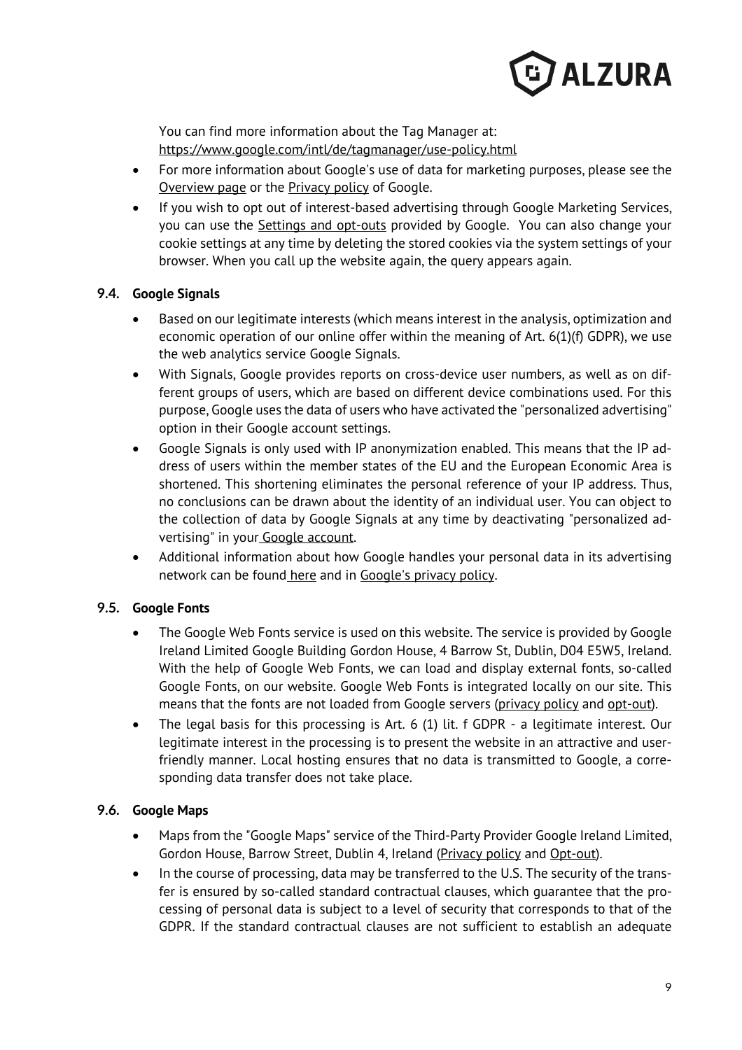You can find more information about the Tag Manager at: https://www.google.com/intl/de/tagmanager/use-policy.html

- For more information about Google's use of data for marketing purposes, please see the Overview page or the Privacy policy of Google.
- If you wish to opt out of interest-based advertising through Google Marketing Services, you can use the Settings and opt-outs provided by Google. You can also change your cookie settings at any time by deleting the stored cookies via the system settings of your browser. When you call up the website again, the query appears again.

### 9.4. Google Signals

- Based on our legitimate interests (which means interest in the analysis, optimization and economic operation of our online offer within the meaning of Art. 6(1)(f) GDPR), we use the web analytics service Google Signals.
- With Signals, Google provides reports on cross-device user numbers, as well as on different groups of users, which are based on different device combinations used. For this purpose, Google uses the data of users who have activated the "personalized advertising" option in their Google account settings.
- Google Signals is only used with IP anonymization enabled. This means that the IP address of users within the member states of the EU and the European Economic Area is shortened. This shortening eliminates the personal reference of your IP address. Thus, no conclusions can be drawn about the identity of an individual user. You can object to the collection of data by Google Signals at any time by deactivating "personalized advertising" in your Google account.
- Additional information about how Google handles your personal data in its advertising network can be found here and in Google's privacy policy.

### 9.5. Google Fonts

- The Google Web Fonts service is used on this website. The service is provided by Google Ireland Limited Google Building Gordon House, 4 Barrow St, Dublin, D04 E5W5, Ireland. With the help of Google Web Fonts, we can load and display external fonts, so-called Google Fonts, on our website. Google Web Fonts is integrated locally on our site. This means that the fonts are not loaded from Google servers (privacy policy and opt-out).
- The legal basis for this processing is Art. 6 (1) lit. f GDPR - a legitimate interest. Our legitimate interest in the processing is to present the website in an attractive and user-friendly manner. Local hosting ensures that no data is transmitted to Google, a corresponding data transfer does not take place.

### 9.6. Google Maps

- Maps from the "Google Maps" service of the Third-Party Provider Google Ireland Limited, Gordon House, Barrow Street, Dublin 4, Ireland (Privacy policy and Opt-out).
- In the course of processing, data may be transferred to the U.S. The security of the transfer is ensured by so-called standard contractual clauses, which guarantee that the processing of personal data is subject to a level of security that corresponds to that of the GDPR. If the standard contractual clauses are not sufficient to establish an adequate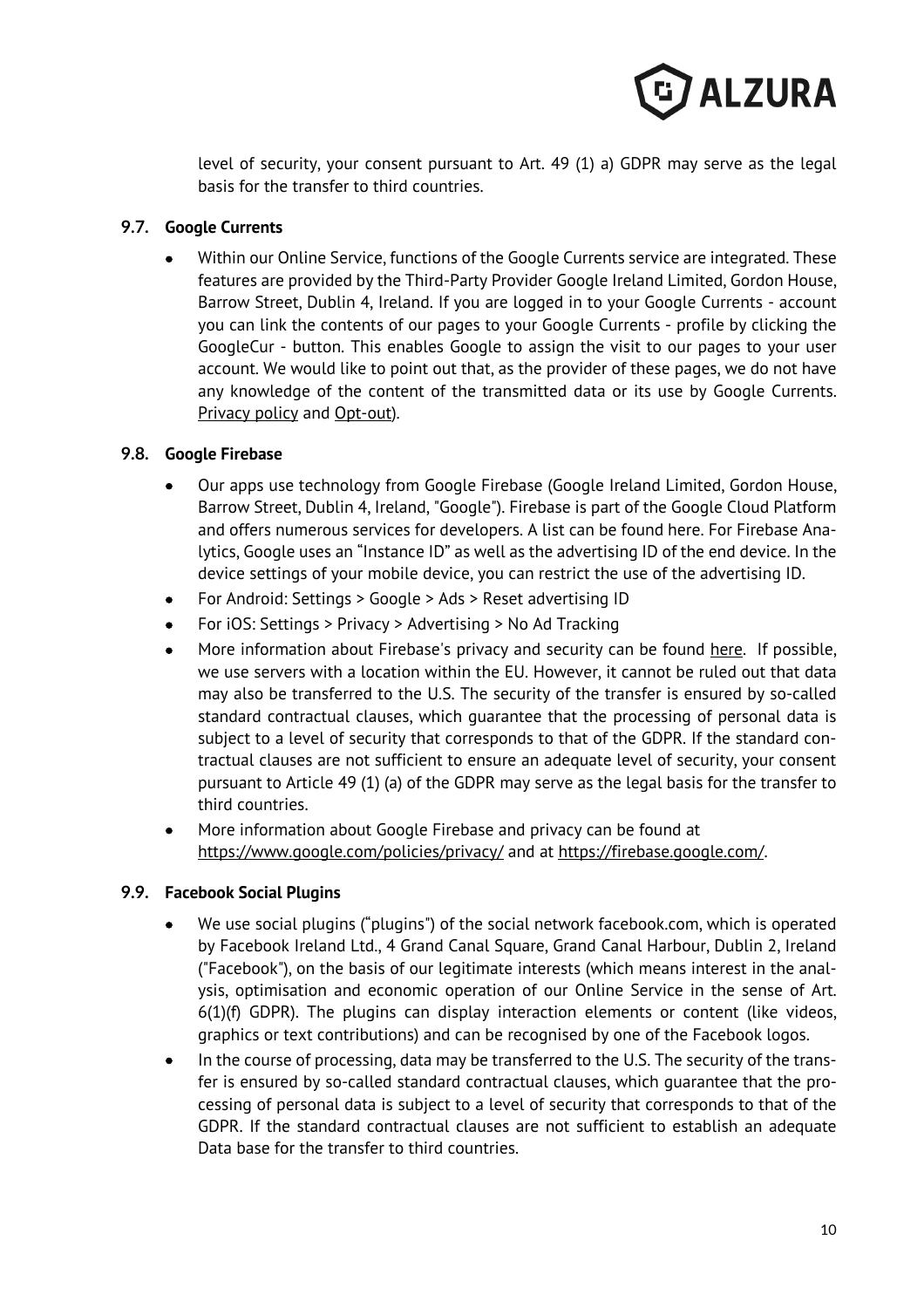level of security, your consent pursuant to Art. 49 (1) a) GDPR may serve as the legal basis for the transfer to third countries.

### 9.7. Google Currents

- Within our Online Service, functions of the Google Currents service are integrated. These features are provided by the Third-Party Provider Google Ireland Limited, Gordon House, Barrow Street, Dublin 4, Ireland. If you are logged in to your Google Currents - account you can link the contents of our pages to your Google Currents - profile by clicking the GoogleCur - button. This enables Google to assign the visit to our pages to your user account. We would like to point out that, as the provider of these pages, we do not have any knowledge of the content of the transmitted data or its use by Google Currents. Privacy policy and Opt-out).

### 9.8. Google Firebase

- Our apps use technology from Google Firebase (Google Ireland Limited, Gordon House, Barrow Street, Dublin 4, Ireland, "Google"). Firebase is part of the Google Cloud Platform and offers numerous services for developers. A list can be found here. For Firebase Analytics, Google uses an “Instance ID” as well as the advertising ID of the end device. In the device settings of your mobile device, you can restrict the use of the advertising ID.
- For Android: Settings > Google > Ads > Reset advertising ID
- For iOS: Settings > Privacy > Advertising > No Ad Tracking
- More information about Firebase's privacy and security can be found here. If possible, we use servers with a location within the EU. However, it cannot be ruled out that data may also be transferred to the U.S. The security of the transfer is ensured by so-called standard contractual clauses, which guarantee that the processing of personal data is subject to a level of security that corresponds to that of the GDPR. If the standard contractual clauses are not sufficient to ensure an adequate level of security, your consent pursuant to Article 49 (1) (a) of the GDPR may serve as the legal basis for the transfer to third countries.
- More information about Google Firebase and privacy can be found at https://www.google.com/policies/privacy/ and at https://firebase.google.com/.

### 9.9. Facebook Social Plugins

- We use social plugins (“plugins") of the social network facebook.com, which is operated by Facebook Ireland Ltd., 4 Grand Canal Square, Grand Canal Harbour, Dublin 2, Ireland ("Facebook"), on the basis of our legitimate interests (which means interest in the analysis, optimisation and economic operation of our Online Service in the sense of Art. 6(1)(f) GDPR). The plugins can display interaction elements or content (like videos, graphics or text contributions) and can be recognised by one of the Facebook logos.
- In the course of processing, data may be transferred to the U.S. The security of the transfer is ensured by so-called standard contractual clauses, which guarantee that the processing of personal data is subject to a level of security that corresponds to that of the GDPR. If the standard contractual clauses are not sufficient to establish an adequate Data base for the transfer to third countries.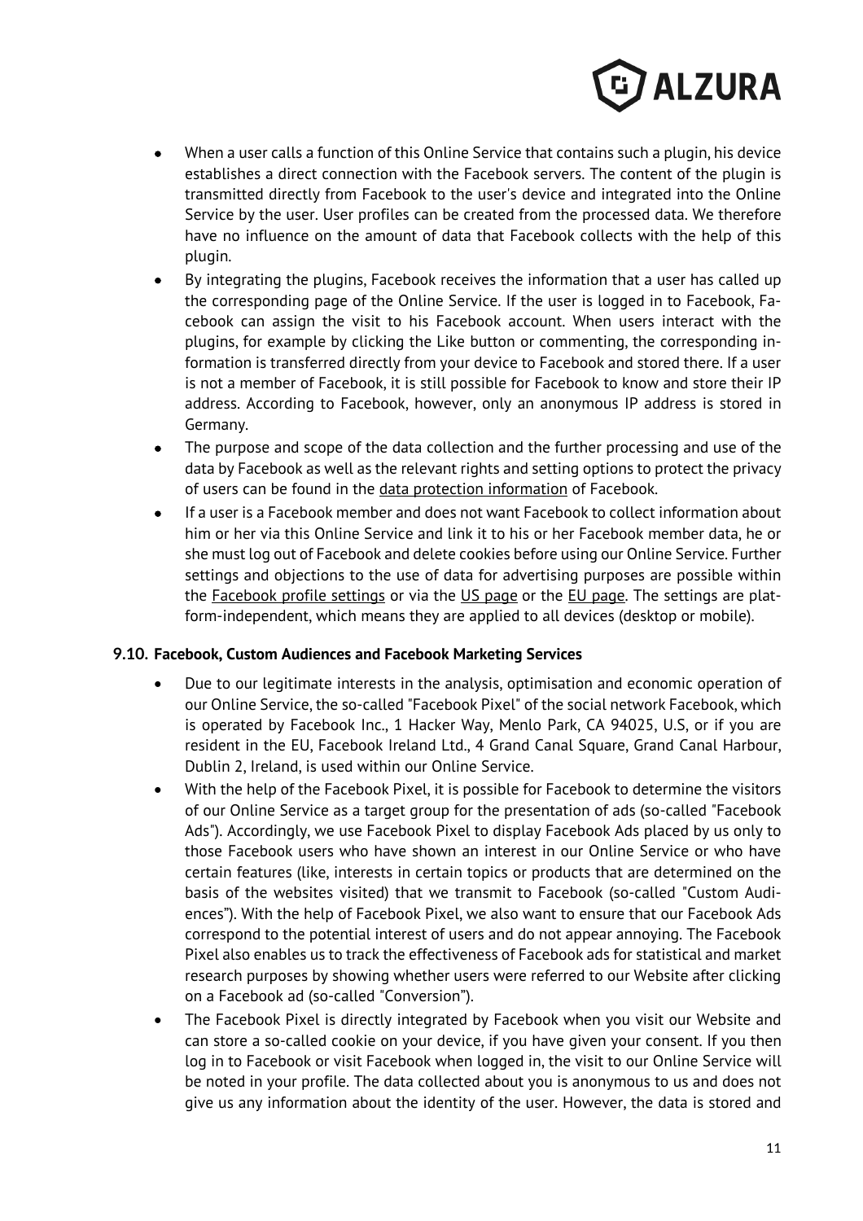- When a user calls a function of this Online Service that contains such a plugin, his device establishes a direct connection with the Facebook servers. The content of the plugin is transmitted directly from Facebook to the user's device and integrated into the Online Service by the user. User profiles can be created from the processed data. We therefore have no influence on the amount of data that Facebook collects with the help of this plugin.
- By integrating the plugins, Facebook receives the information that a user has called up the corresponding page of the Online Service. If the user is logged in to Facebook, Facebook can assign the visit to his Facebook account. When users interact with the plugins, for example by clicking the Like button or commenting, the corresponding information is transferred directly from your device to Facebook and stored there. If a user is not a member of Facebook, it is still possible for Facebook to know and store their IP address. According to Facebook, however, only an anonymous IP address is stored in Germany.
- The purpose and scope of the data collection and the further processing and use of the data by Facebook as well as the relevant rights and setting options to protect the privacy of users can be found in the data protection information of Facebook.
- If a user is a Facebook member and does not want Facebook to collect information about him or her via this Online Service and link it to his or her Facebook member data, he or she must log out of Facebook and delete cookies before using our Online Service. Further settings and objections to the use of data for advertising purposes are possible within the Facebook profile settings or via the US page or the EU page. The settings are platform-independent, which means they are applied to all devices (desktop or mobile).

### 9.10. Facebook, Custom Audiences and Facebook Marketing Services

- Due to our legitimate interests in the analysis, optimisation and economic operation of our Online Service, the so-called "Facebook Pixel" of the social network Facebook, which is operated by Facebook Inc., 1 Hacker Way, Menlo Park, CA 94025, U.S, or if you are resident in the EU, Facebook Ireland Ltd., 4 Grand Canal Square, Grand Canal Harbour, Dublin 2, Ireland, is used within our Online Service.
- With the help of the Facebook Pixel, it is possible for Facebook to determine the visitors of our Online Service as a target group for the presentation of ads (so-called "Facebook Ads"). Accordingly, we use Facebook Pixel to display Facebook Ads placed by us only to those Facebook users who have shown an interest in our Online Service or who have certain features (like, interests in certain topics or products that are determined on the basis of the websites visited) that we transmit to Facebook (so-called "Custom Audiences"). With the help of Facebook Pixel, we also want to ensure that our Facebook Ads correspond to the potential interest of users and do not appear annoying. The Facebook Pixel also enables us to track the effectiveness of Facebook ads for statistical and market research purposes by showing whether users were referred to our Website after clicking on a Facebook ad (so-called "Conversion").
- The Facebook Pixel is directly integrated by Facebook when you visit our Website and can store a so-called cookie on your device, if you have given your consent. If you then log in to Facebook or visit Facebook when logged in, the visit to our Online Service will be noted in your profile. The data collected about you is anonymous to us and does not give us any information about the identity of the user. However, the data is stored and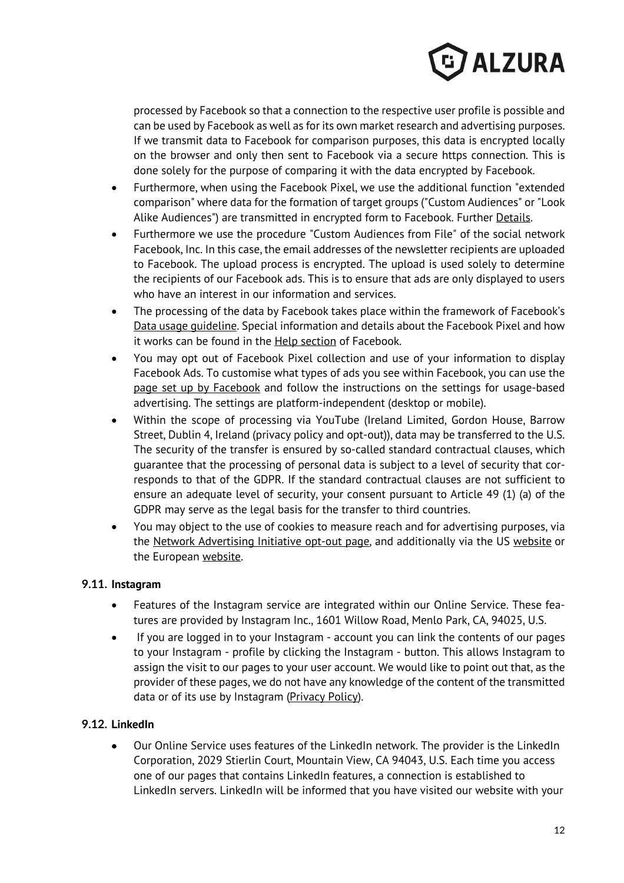processed by Facebook so that a connection to the respective user profile is possible and can be used by Facebook as well as for its own market research and advertising purposes. If we transmit data to Facebook for comparison purposes, this data is encrypted locally on the browser and only then sent to Facebook via a secure https connection. This is done solely for the purpose of comparing it with the data encrypted by Facebook.

- Furthermore, when using the Facebook Pixel, we use the additional function "extended comparison" where data for the formation of target groups ("Custom Audiences" or "Look Alike Audiences") are transmitted in encrypted form to Facebook. Further Details.
- Furthermore we use the procedure "Custom Audiences from File" of the social network Facebook, Inc. In this case, the email addresses of the newsletter recipients are uploaded to Facebook. The upload process is encrypted. The upload is used solely to determine the recipients of our Facebook ads. This is to ensure that ads are only displayed to users who have an interest in our information and services.
- The processing of the data by Facebook takes place within the framework of Facebook's Data usage guideline. Special information and details about the Facebook Pixel and how it works can be found in the Help section of Facebook.
- You may opt out of Facebook Pixel collection and use of your information to display Facebook Ads. To customise what types of ads you see within Facebook, you can use the page set up by Facebook and follow the instructions on the settings for usage-based advertising. The settings are platform-independent (desktop or mobile).
- Within the scope of processing via YouTube (Ireland Limited, Gordon House, Barrow Street, Dublin 4, Ireland (privacy policy and opt-out)), data may be transferred to the U.S. The security of the transfer is ensured by so-called standard contractual clauses, which guarantee that the processing of personal data is subject to a level of security that corresponds to that of the GDPR. If the standard contractual clauses are not sufficient to ensure an adequate level of security, your consent pursuant to Article 49 (1) (a) of the GDPR may serve as the legal basis for the transfer to third countries.
- You may object to the use of cookies to measure reach and for advertising purposes, via the Network Advertising Initiative opt-out page, and additionally via the US website or the European website.

### 9.11. Instagram

- Features of the Instagram service are integrated within our Online Service. These features are provided by Instagram Inc., 1601 Willow Road, Menlo Park, CA, 94025, U.S.
- If you are logged in to your Instagram - account you can link the contents of our pages to your Instagram - profile by clicking the Instagram - button. This allows Instagram to assign the visit to our pages to your user account. We would like to point out that, as the provider of these pages, we do not have any knowledge of the content of the transmitted data or of its use by Instagram (Privacy Policy).

### 9.12. LinkedIn

- Our Online Service uses features of the LinkedIn network. The provider is the LinkedIn Corporation, 2029 Stierlin Court, Mountain View, CA 94043, U.S. Each time you access one of our pages that contains LinkedIn features, a connection is established to LinkedIn servers. LinkedIn will be informed that you have visited our website with your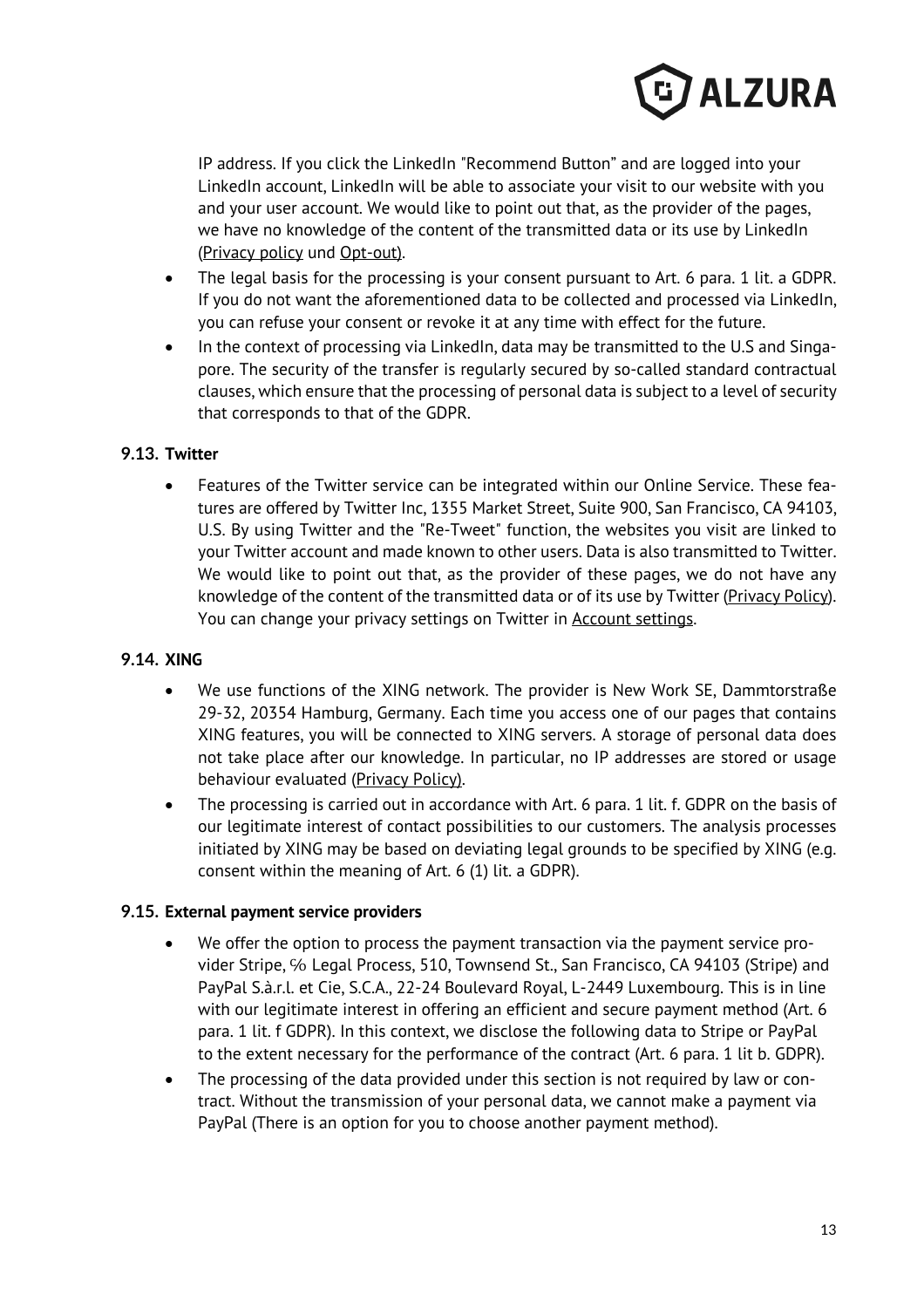IP address. If you click the LinkedIn "Recommend Button" and are logged into your LinkedIn account, LinkedIn will be able to associate your visit to our website with you and your user account. We would like to point out that, as the provider of the pages, we have no knowledge of the content of the transmitted data or its use by LinkedIn (Privacy policy und Opt-out).

- The legal basis for the processing is your consent pursuant to Art. 6 para. 1 lit. a GDPR. If you do not want the aforementioned data to be collected and processed via LinkedIn, you can refuse your consent or revoke it at any time with effect for the future.
- In the context of processing via LinkedIn, data may be transmitted to the U.S and Singapore. The security of the transfer is regularly secured by so-called standard contractual clauses, which ensure that the processing of personal data is subject to a level of security that corresponds to that of the GDPR.

### 9.13. Twitter

- Features of the Twitter service can be integrated within our Online Service. These features are offered by Twitter Inc, 1355 Market Street, Suite 900, San Francisco, CA 94103, U.S. By using Twitter and the "Re-Tweet" function, the websites you visit are linked to your Twitter account and made known to other users. Data is also transmitted to Twitter. We would like to point out that, as the provider of these pages, we do not have any knowledge of the content of the transmitted data or of its use by Twitter (Privacy Policy). You can change your privacy settings on Twitter in Account settings.

### 9.14. XING

- We use functions of the XING network. The provider is New Work SE, Dammtorstraße 29-32, 20354 Hamburg, Germany. Each time you access one of our pages that contains XING features, you will be connected to XING servers. A storage of personal data does not take place after our knowledge. In particular, no IP addresses are stored or usage behaviour evaluated (Privacy Policy).
- The processing is carried out in accordance with Art. 6 para. 1 lit. f. GDPR on the basis of our legitimate interest of contact possibilities to our customers. The analysis processes initiated by XING may be based on deviating legal grounds to be specified by XING (e.g. consent within the meaning of Art. 6 (1) lit. a GDPR).

### 9.15. External payment service providers

- We offer the option to process the payment transaction via the payment service provider Stripe, ℅ Legal Process, 510, Townsend St., San Francisco, CA 94103 (Stripe) and PayPal S.à.r.l. et Cie, S.C.A., 22-24 Boulevard Royal, L-2449 Luxembourg. This is in line with our legitimate interest in offering an efficient and secure payment method (Art. 6 para. 1 lit. f GDPR). In this context, we disclose the following data to Stripe or PayPal to the extent necessary for the performance of the contract (Art. 6 para. 1 lit b. GDPR).
- The processing of the data provided under this section is not required by law or contract. Without the transmission of your personal data, we cannot make a payment via PayPal (There is an option for you to choose another payment method).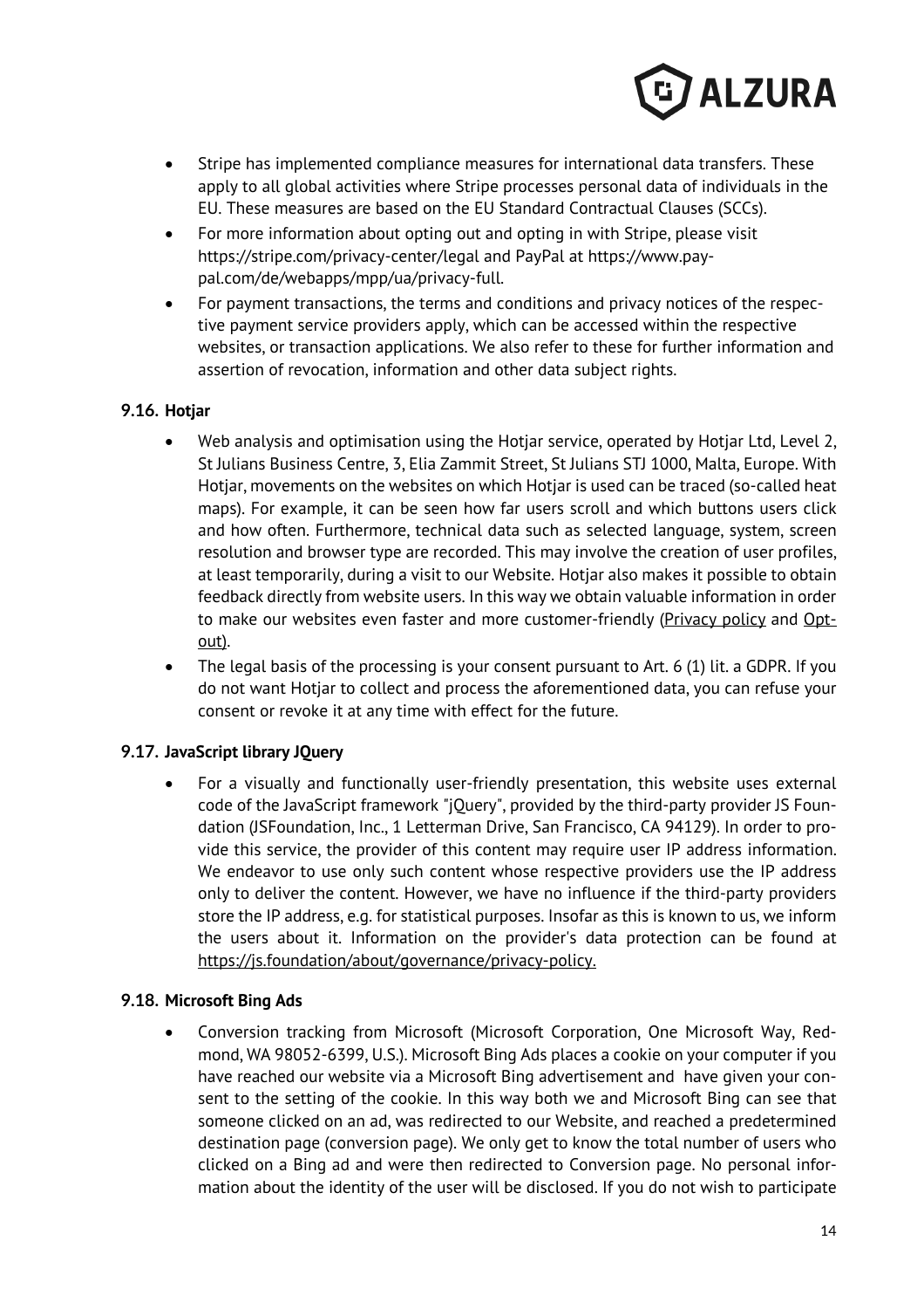- Stripe has implemented compliance measures for international data transfers. These apply to all global activities where Stripe processes personal data of individuals in the EU. These measures are based on the EU Standard Contractual Clauses (SCCs).
- For more information about opting out and opting in with Stripe, please visit https://stripe.com/privacy-center/legal and PayPal at https://www.paypal.com/de/webapps/mpp/ua/privacy-full.
- For payment transactions, the terms and conditions and privacy notices of the respective payment service providers apply, which can be accessed within the respective websites, or transaction applications. We also refer to these for further information and assertion of revocation, information and other data subject rights.

### 9.16. Hotjar

- Web analysis and optimisation using the Hotjar service, operated by Hotjar Ltd, Level 2, St Julians Business Centre, 3, Elia Zammit Street, St Julians STJ 1000, Malta, Europe. With Hotjar, movements on the websites on which Hotjar is used can be traced (so-called heat maps). For example, it can be seen how far users scroll and which buttons users click and how often. Furthermore, technical data such as selected language, system, screen resolution and browser type are recorded. This may involve the creation of user profiles, at least temporarily, during a visit to our Website. Hotjar also makes it possible to obtain feedback directly from website users. In this way we obtain valuable information in order to make our websites even faster and more customer-friendly (Privacy policy and Opt-out).
- The legal basis of the processing is your consent pursuant to Art. 6 (1) lit. a GDPR. If you do not want Hotjar to collect and process the aforementioned data, you can refuse your consent or revoke it at any time with effect for the future.

### 9.17. JavaScript library JQuery

- For a visually and functionally user-friendly presentation, this website uses external code of the JavaScript framework "jQuery", provided by the third-party provider JS Foundation (JSFoundation, Inc., 1 Letterman Drive, San Francisco, CA 94129). In order to provide this service, the provider of this content may require user IP address information. We endeavor to use only such content whose respective providers use the IP address only to deliver the content. However, we have no influence if the third-party providers store the IP address, e.g. for statistical purposes. Insofar as this is known to us, we inform the users about it. Information on the provider's data protection can be found at https://js.foundation/about/governance/privacy-policy.

### 9.18. Microsoft Bing Ads

- Conversion tracking from Microsoft (Microsoft Corporation, One Microsoft Way, Redmond, WA 98052-6399, U.S.). Microsoft Bing Ads places a cookie on your computer if you have reached our website via a Microsoft Bing advertisement and have given your consent to the setting of the cookie. In this way both we and Microsoft Bing can see that someone clicked on an ad, was redirected to our Website, and reached a predetermined destination page (conversion page). We only get to know the total number of users who clicked on a Bing ad and were then redirected to Conversion page. No personal information about the identity of the user will be disclosed. If you do not wish to participate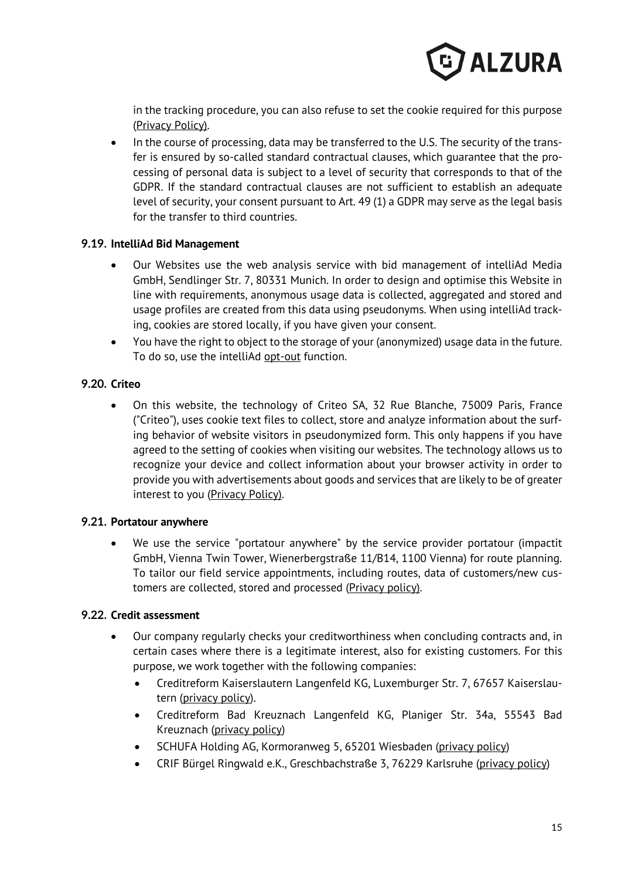in the tracking procedure, you can also refuse to set the cookie required for this purpose (Privacy Policy).

- In the course of processing, data may be transferred to the U.S. The security of the transfer is ensured by so-called standard contractual clauses, which guarantee that the processing of personal data is subject to a level of security that corresponds to that of the GDPR. If the standard contractual clauses are not sufficient to establish an adequate level of security, your consent pursuant to Art. 49 (1) a GDPR may serve as the legal basis for the transfer to third countries.

### 9.19. IntelliAd Bid Management

- Our Websites use the web analysis service with bid management of intelliAd Media GmbH, Sendlinger Str. 7, 80331 Munich. In order to design and optimise this Website in line with requirements, anonymous usage data is collected, aggregated and stored and usage profiles are created from this data using pseudonyms. When using intelliAd tracking, cookies are stored locally, if you have given your consent.
- You have the right to object to the storage of your (anonymized) usage data in the future. To do so, use the intelliAd opt-out function.

### 9.20. Criteo

- On this website, the technology of Criteo SA, 32 Rue Blanche, 75009 Paris, France ("Criteo"), uses cookie text files to collect, store and analyze information about the surfing behavior of website visitors in pseudonymized form. This only happens if you have agreed to the setting of cookies when visiting our websites. The technology allows us to recognize your device and collect information about your browser activity in order to provide you with advertisements about goods and services that are likely to be of greater interest to you (Privacy Policy).

### 9.21. Portatour anywhere

- We use the service "portatour anywhere" by the service provider portatour (impactit GmbH, Vienna Twin Tower, Wienerbergstraße 11/B14, 1100 Vienna) for route planning. To tailor our field service appointments, including routes, data of customers/new customers are collected, stored and processed (Privacy policy).

### 9.22. Credit assessment

- Our company regularly checks your creditworthiness when concluding contracts and, in certain cases where there is a legitimate interest, also for existing customers. For this purpose, we work together with the following companies:
  - Creditreform Kaiserslautern Langenfeld KG, Luxemburger Str. 7, 67657 Kaiserslautern (privacy policy).
  - Creditreform Bad Kreuznach Langenfeld KG, Planiger Str. 34a, 55543 Bad Kreuznach (privacy policy)
  - SCHUFA Holding AG, Kormoranweg 5, 65201 Wiesbaden (privacy policy)
  - CRIF Bürgel Ringwald e.K., Greschbachstraße 3, 76229 Karlsruhe (privacy policy)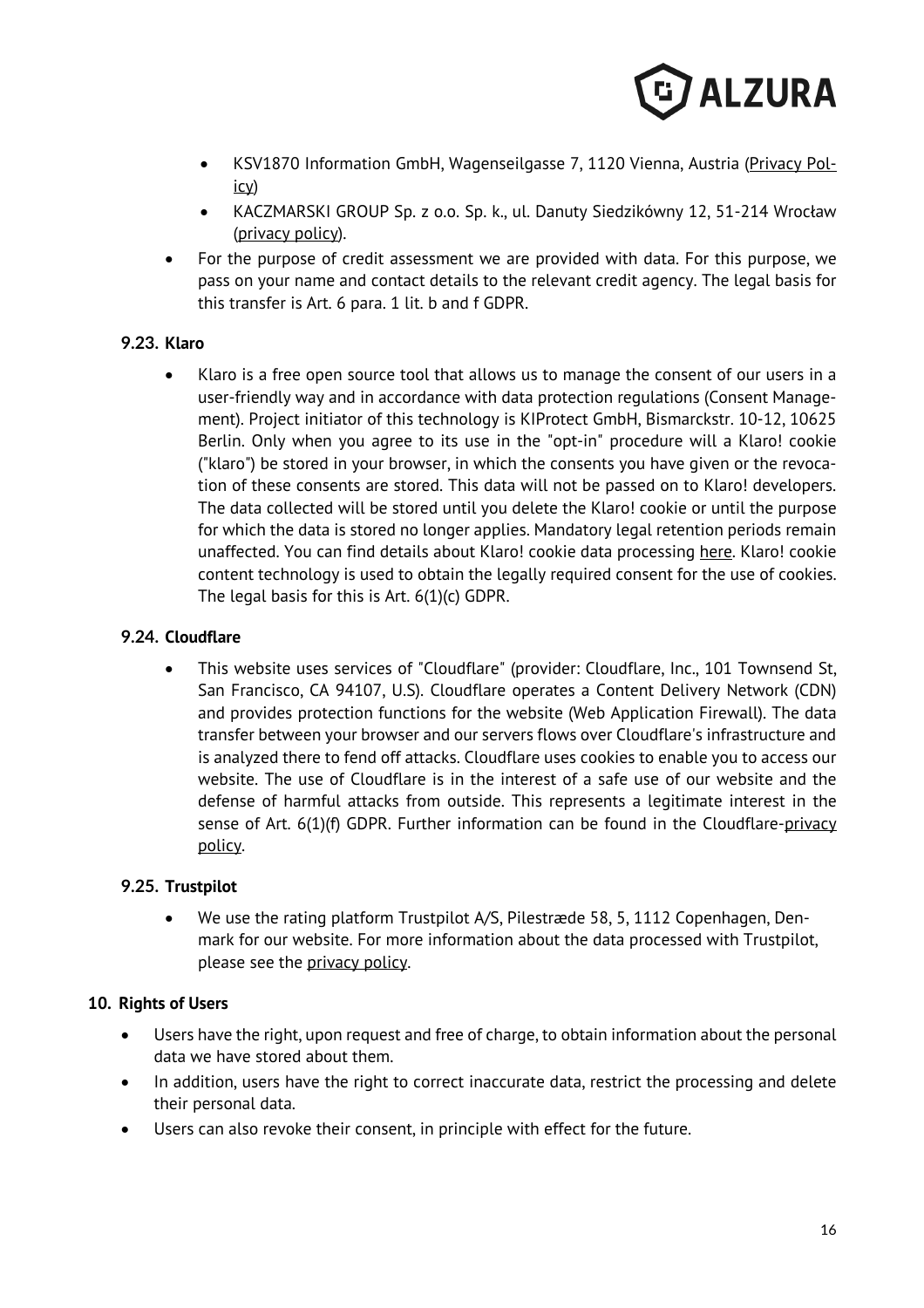- KSV1870 Information GmbH, Wagenseilgasse 7, 1120 Vienna, Austria (Privacy Policy)
    - KACZMARSKI GROUP Sp. z o.o. Sp. k., ul. Danuty Siedzikówny 12, 51-214 Wrocław (privacy policy).
- For the purpose of credit assessment we are provided with data. For this purpose, we pass on your name and contact details to the relevant credit agency. The legal basis for this transfer is Art. 6 para. 1 lit. b and f GDPR.

### 9.23. Klaro

- Klaro is a free open source tool that allows us to manage the consent of our users in a user-friendly way and in accordance with data protection regulations (Consent Management). Project initiator of this technology is KIProtect GmbH, Bismarckstr. 10-12, 10625 Berlin. Only when you agree to its use in the "opt-in" procedure will a Klaro! cookie ("klaro") be stored in your browser, in which the consents you have given or the revocation of these consents are stored. This data will not be passed on to Klaro! developers. The data collected will be stored until you delete the Klaro! cookie or until the purpose for which the data is stored no longer applies. Mandatory legal retention periods remain unaffected. You can find details about Klaro! cookie data processing here. Klaro! cookie content technology is used to obtain the legally required consent for the use of cookies. The legal basis for this is Art. 6(1)(c) GDPR.

### 9.24. Cloudflare

- This website uses services of "Cloudflare" (provider: Cloudflare, Inc., 101 Townsend St, San Francisco, CA 94107, U.S). Cloudflare operates a Content Delivery Network (CDN) and provides protection functions for the website (Web Application Firewall). The data transfer between your browser and our servers flows over Cloudflare's infrastructure and is analyzed there to fend off attacks. Cloudflare uses cookies to enable you to access our website. The use of Cloudflare is in the interest of a safe use of our website and the defense of harmful attacks from outside. This represents a legitimate interest in the sense of Art. 6(1)(f) GDPR. Further information can be found in the Cloudflare-privacy policy.

### 9.25. Trustpilot

- We use the rating platform Trustpilot A/S, Pilestræde 58, 5, 1112 Copenhagen, Denmark for our website. For more information about the data processed with Trustpilot, please see the privacy policy.

## 10. Rights of Users

- Users have the right, upon request and free of charge, to obtain information about the personal data we have stored about them.
- In addition, users have the right to correct inaccurate data, restrict the processing and delete their personal data.
- Users can also revoke their consent, in principle with effect for the future.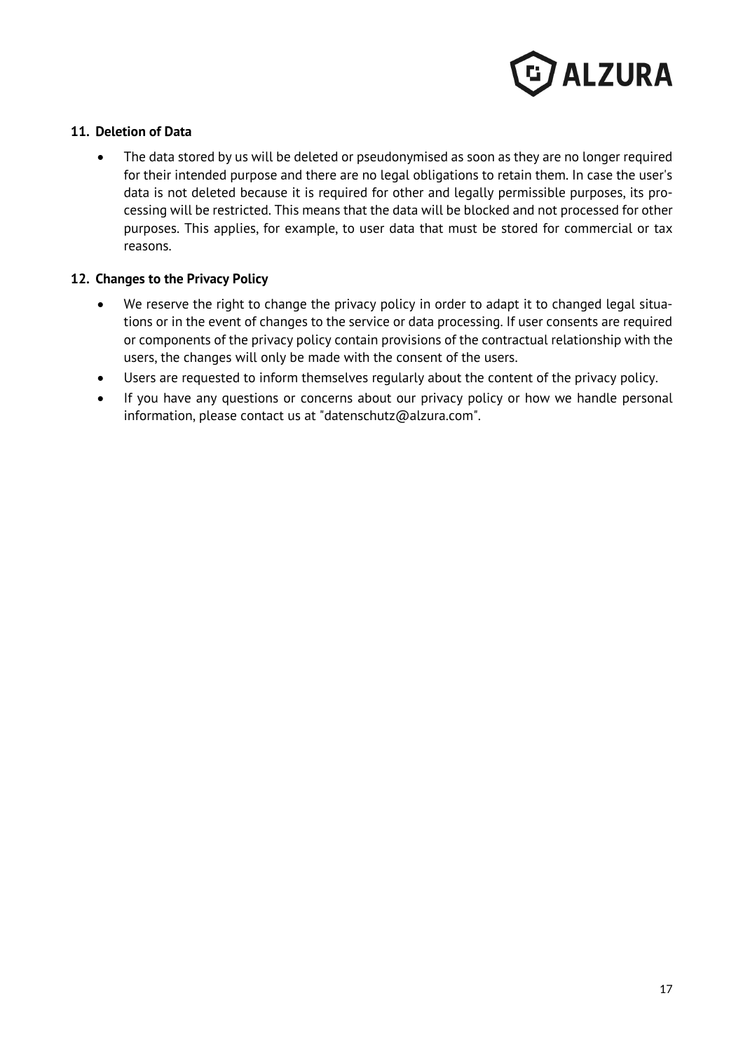## 11. Deletion of Data

- The data stored by us will be deleted or pseudonymised as soon as they are no longer required for their intended purpose and there are no legal obligations to retain them. In case the user's data is not deleted because it is required for other and legally permissible purposes, its processing will be restricted. This means that the data will be blocked and not processed for other purposes. This applies, for example, to user data that must be stored for commercial or tax reasons.

## 12. Changes to the Privacy Policy

- We reserve the right to change the privacy policy in order to adapt it to changed legal situations or in the event of changes to the service or data processing. If user consents are required or components of the privacy policy contain provisions of the contractual relationship with the users, the changes will only be made with the consent of the users.
- Users are requested to inform themselves regularly about the content of the privacy policy.
- If you have any questions or concerns about our privacy policy or how we handle personal information, please contact us at "datenschutz@alzura.com".